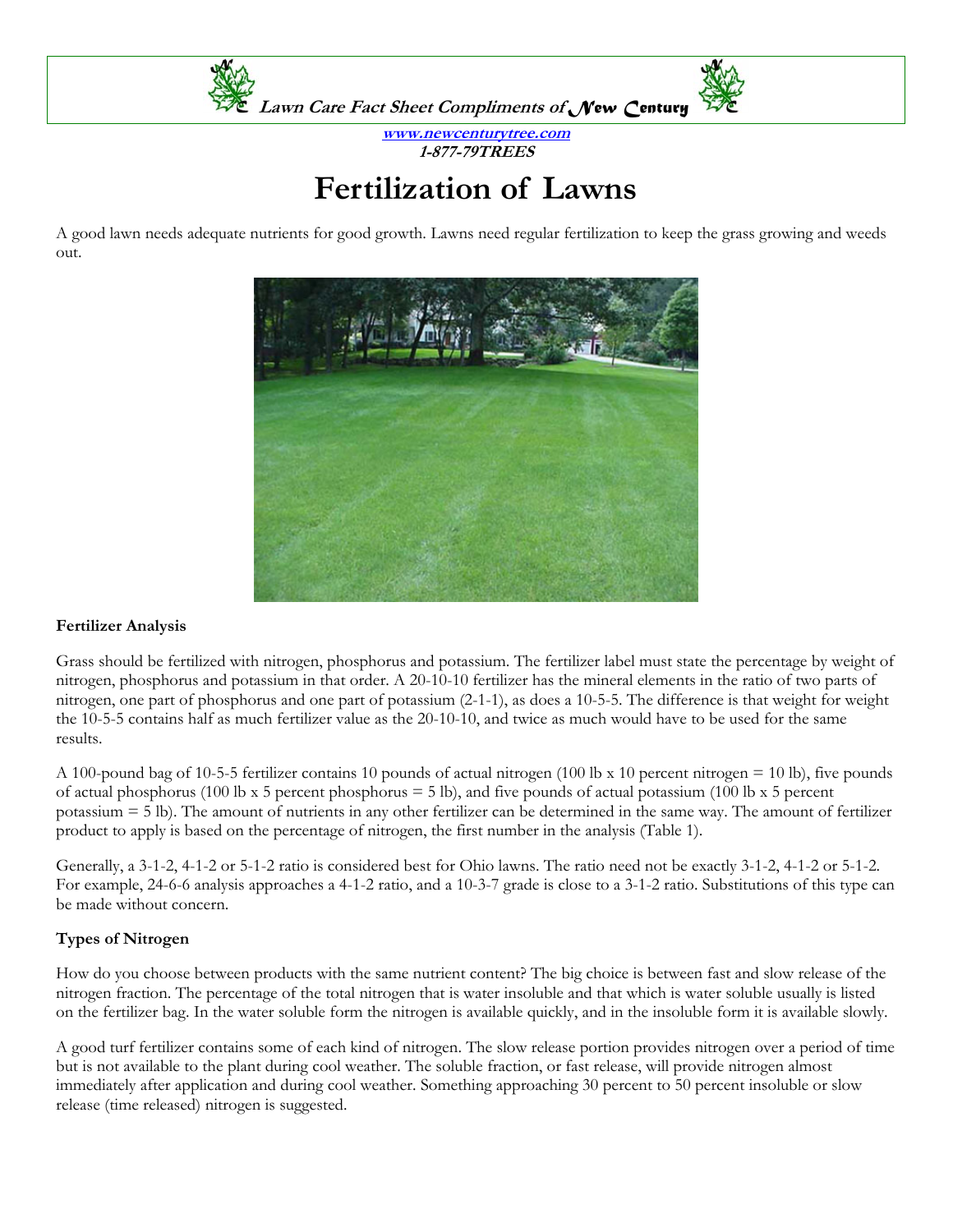*Lawn Care Fact Sheet Compliments of New Century*

**www.newcenturytree.com**
***1-877-79TREES***

# Fertilization of Lawns

A good lawn needs adequate nutrients for good growth. Lawns need regular fertilization to keep the grass growing and weeds out.

### Fertilizer Analysis

Grass should be fertilized with nitrogen, phosphorus and potassium. The fertilizer label must state the percentage by weight of nitrogen, phosphorus and potassium in that order. A 20-10-10 fertilizer has the mineral elements in the ratio of two parts of nitrogen, one part of phosphorus and one part of potassium (2-1-1), as does a 10-5-5. The difference is that weight for weight the 10-5-5 contains half as much fertilizer value as the 20-10-10, and twice as much would have to be used for the same results.

A 100-pound bag of 10-5-5 fertilizer contains 10 pounds of actual nitrogen (100 lb x 10 percent nitrogen = 10 lb), five pounds of actual phosphorus (100 lb x 5 percent phosphorus = 5 lb), and five pounds of actual potassium (100 lb x 5 percent potassium = 5 lb). The amount of nutrients in any other fertilizer can be determined in the same way. The amount of fertilizer product to apply is based on the percentage of nitrogen, the first number in the analysis (Table 1).

Generally, a 3-1-2, 4-1-2 or 5-1-2 ratio is considered best for Ohio lawns. The ratio need not be exactly 3-1-2, 4-1-2 or 5-1-2. For example, 24-6-6 analysis approaches a 4-1-2 ratio, and a 10-3-7 grade is close to a 3-1-2 ratio. Substitutions of this type can be made without concern.

### Types of Nitrogen

How do you choose between products with the same nutrient content? The big choice is between fast and slow release of the nitrogen fraction. The percentage of the total nitrogen that is water insoluble and that which is water soluble usually is listed on the fertilizer bag. In the water soluble form the nitrogen is available quickly, and in the insoluble form it is available slowly.

A good turf fertilizer contains some of each kind of nitrogen. The slow release portion provides nitrogen over a period of time but is not available to the plant during cool weather. The soluble fraction, or fast release, will provide nitrogen almost immediately after application and during cool weather. Something approaching 30 percent to 50 percent insoluble or slow release (time released) nitrogen is suggested.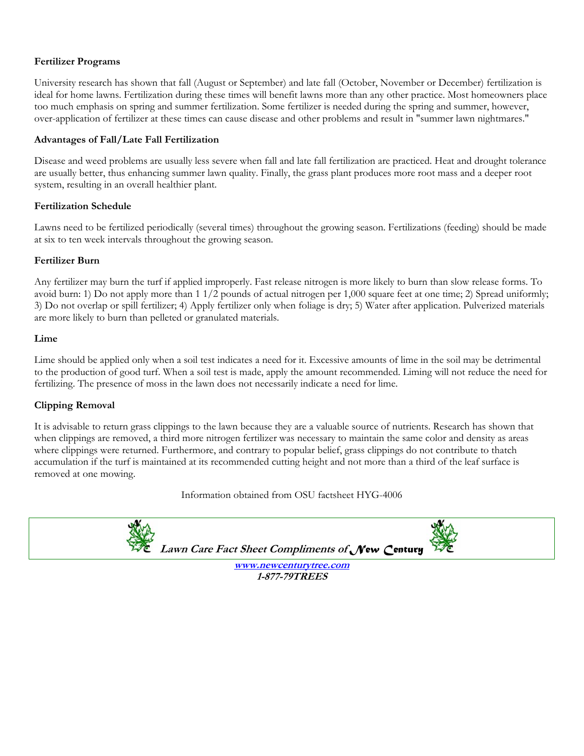**Fertilizer Programs**

University research has shown that fall (August or September) and late fall (October, November or December) fertilization is ideal for home lawns. Fertilization during these times will benefit lawns more than any other practice. Most homeowners place too much emphasis on spring and summer fertilization. Some fertilizer is needed during the spring and summer, however, over-application of fertilizer at these times can cause disease and other problems and result in "summer lawn nightmares."

**Advantages of Fall/Late Fall Fertilization**

Disease and weed problems are usually less severe when fall and late fall fertilization are practiced. Heat and drought tolerance are usually better, thus enhancing summer lawn quality. Finally, the grass plant produces more root mass and a deeper root system, resulting in an overall healthier plant.

**Fertilization Schedule**

Lawns need to be fertilized periodically (several times) throughout the growing season. Fertilizations (feeding) should be made at six to ten week intervals throughout the growing season.

**Fertilizer Burn**

Any fertilizer may burn the turf if applied improperly. Fast release nitrogen is more likely to burn than slow release forms. To avoid burn: 1) Do not apply more than 1 1/2 pounds of actual nitrogen per 1,000 square feet at one time; 2) Spread uniformly; 3) Do not overlap or spill fertilizer; 4) Apply fertilizer only when foliage is dry; 5) Water after application. Pulverized materials are more likely to burn than pelleted or granulated materials.

**Lime**

Lime should be applied only when a soil test indicates a need for it. Excessive amounts of lime in the soil may be detrimental to the production of good turf. When a soil test is made, apply the amount recommended. Liming will not reduce the need for fertilizing. The presence of moss in the lawn does not necessarily indicate a need for lime.

**Clipping Removal**

It is advisable to return grass clippings to the lawn because they are a valuable source of nutrients. Research has shown that when clippings are removed, a third more nitrogen fertilizer was necessary to maintain the same color and density as areas where clippings were returned. Furthermore, and contrary to popular belief, grass clippings do not contribute to thatch accumulation if the turf is maintained at its recommended cutting height and not more than a third of the leaf surface is removed at one mowing.

Information obtained from OSU factsheet HYG-4006

***Lawn Care Fact Sheet Compliments of New Century***

***www.newcenturytree.com***
***1-877-79TREES***